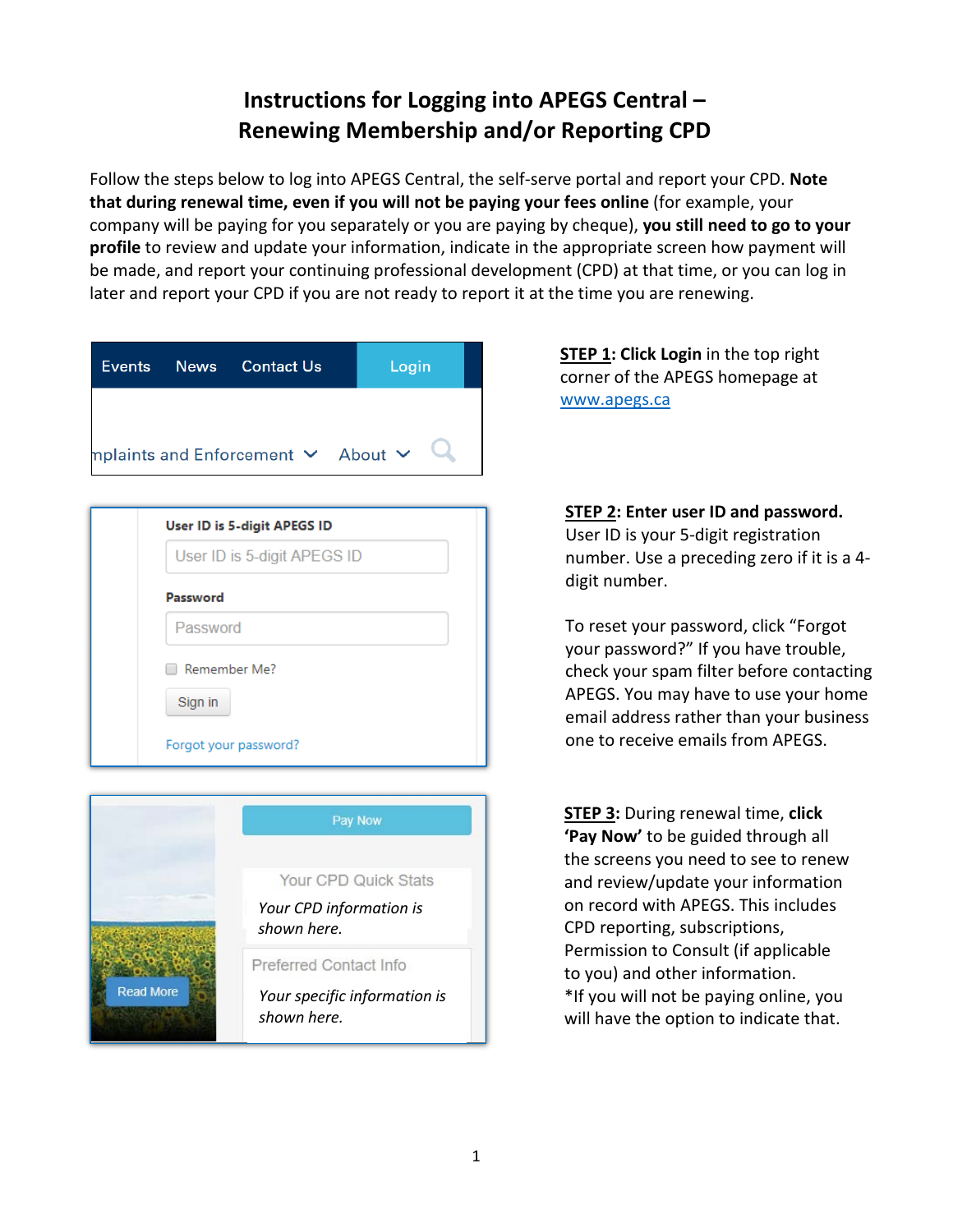# Instructions for Logging into APEGS Central – Renewing Membership and/or Reporting CPD

Follow the steps below to log into APEGS Central, the self-serve portal and report your CPD. **Note that during renewal time, even if you will not be paying your fees online** (for example, your company will be paying for you separately or you are paying by cheque), **you still need to go to your profile** to review and update your information, indicate in the appropriate screen how payment will be made, and report your continuing professional development (CPD) at that time, or you can log in later and report your CPD if you are not ready to report it at the time you are renewing.

Events News Contact Us Login

nplaints and Enforcement About

**STEP 1: Click Login** in the top right corner of the APEGS homepage at www.apegs.ca

User ID is 5-digit APEGS ID

Password

Remember Me?

Sign in

Forgot your password?

**STEP 2: Enter user ID and password.** User ID is your 5-digit registration number. Use a preceding zero if it is a 4-digit number.

To reset your password, click "Forgot your password?" If you have trouble, check your spam filter before contacting APEGS. You may have to use your home email address rather than your business one to receive emails from APEGS.

Pay Now

Your CPD Quick Stats

*Your CPD information is shown here.*

Preferred Contact Info

*Your specific information is shown here.*

Read More

**STEP 3**: During renewal time, **click 'Pay Now'** to be guided through all the screens you need to see to renew and review/update your information on record with APEGS. This includes CPD reporting, subscriptions, Permission to Consult (if applicable to you) and other information.
*If you will not be paying online, you will have the option to indicate that.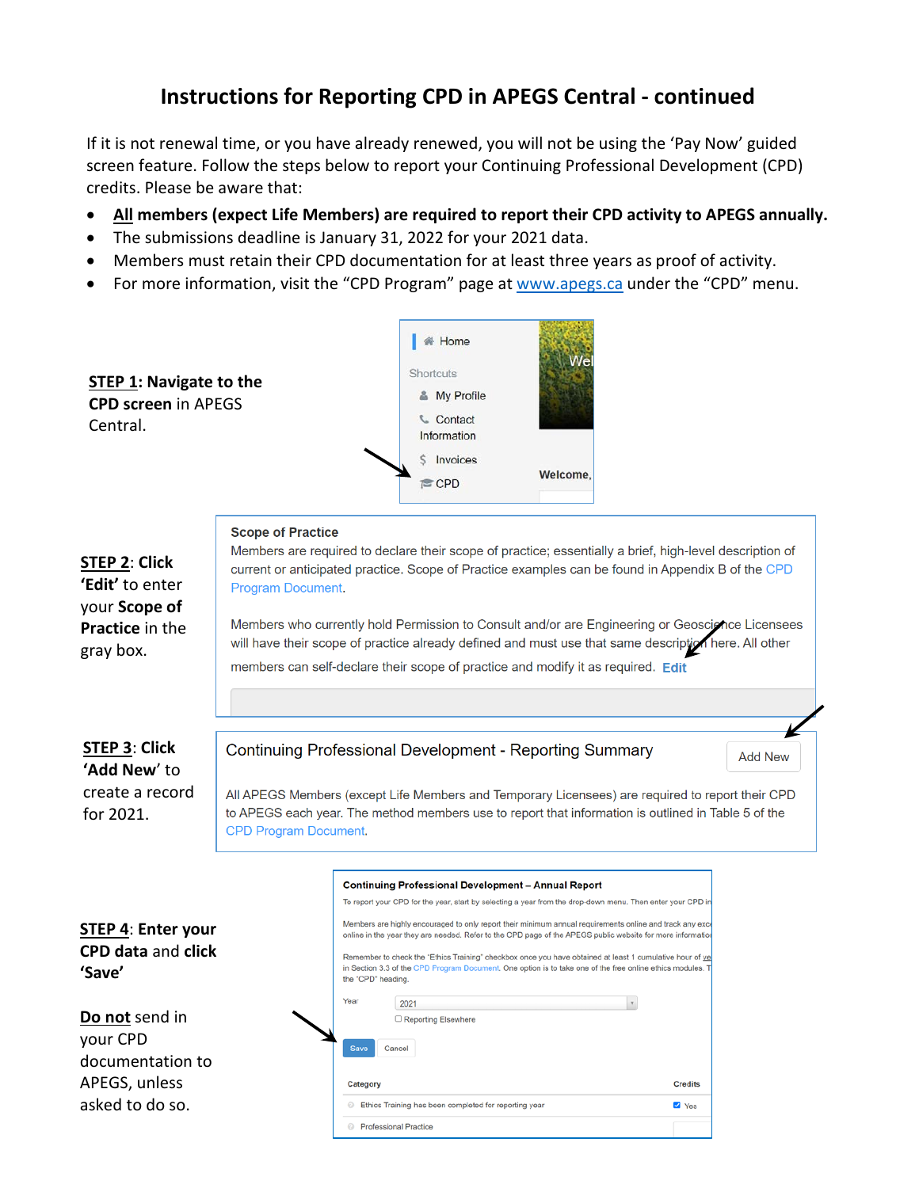# Instructions for Reporting CPD in APEGS Central - continued

If it is not renewal time, or you have already renewed, you will not be using the 'Pay Now' guided screen feature. Follow the steps below to report your Continuing Professional Development (CPD) credits. Please be aware that:

- **All members (expect Life Members) are required to report their CPD activity to APEGS annually.**
- The submissions deadline is January 31, 2022 for your 2021 data.
- Members must retain their CPD documentation for at least three years as proof of activity.
- For more information, visit the "CPD Program" page at www.apegs.ca under the "CPD" menu.

**STEP 1: Navigate to the CPD screen** in APEGS Central.

Home
Shortcuts
My Profile
Contact Information
Invoices
CPD
Welcome,

**STEP 2: Click 'Edit'** to enter your **Scope of Practice** in the gray box.

Scope of Practice
Members are required to declare their scope of practice; essentially a brief, high-level description of current or anticipated practice. Scope of Practice examples can be found in Appendix B of the CPD Program Document.

Members who currently hold Permission to Consult and/or are Engineering or Geoscience Licensees will have their scope of practice already defined and must use that same description here. All other members can self-declare their scope of practice and modify it as required. Edit

**STEP 3: Click 'Add New'** to create a record for 2021.

Continuing Professional Development - Reporting Summary
Add New

All APEGS Members (except Life Members and Temporary Licensees) are required to report their CPD to APEGS each year. The method members use to report that information is outlined in Table 5 of the CPD Program Document.

**STEP 4: Enter your CPD data and click 'Save'**

**Do not** send in your CPD documentation to APEGS, unless asked to do so.

Continuing Professional Development – Annual Report
To report your CPD for the year, start by selecting a year from the drop-down menu. Then enter your CPD in

Members are highly encouraged to only report their minimum annual requirements online and track any exc online in the year they are needed. Refer to the CPD page of the APEGS public website for more informatio

Remember to check the "Ethics Training" checkbox once you have obtained at least 1 cumulative hour of ye in Section 3.3 of the CPD Program Document. One option is to take one of the free online ethics modules. T the "CPD" heading.

Year: 2021
Reporting Elsewhere

Save Cancel

| Category | Credits |
|---|---|
| Ethics Training has been completed for reporting year | Yes |
| Professional Practice | |